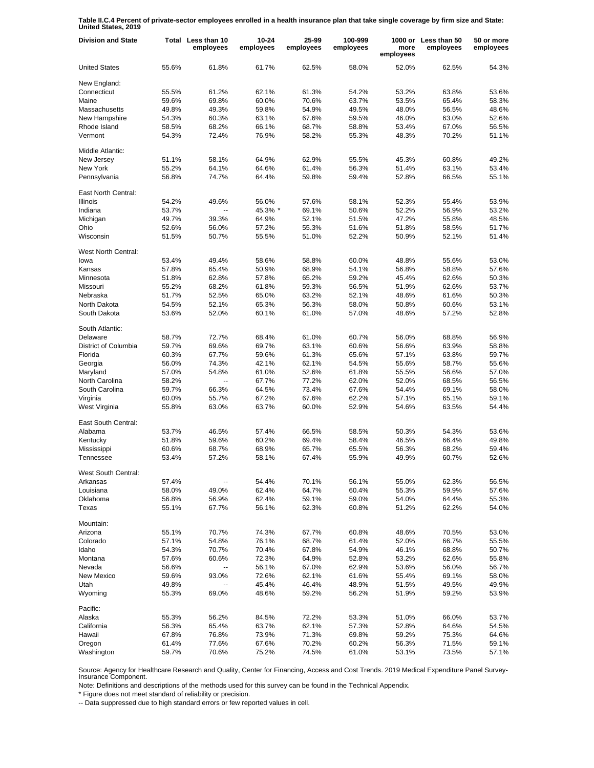**Table II.C.4 Percent of private-sector employees enrolled in a health insurance plan that take single coverage by firm size and State: United States, 2019**

| Division and State | Total | Less than 10 employees | 10-24 employees | 25-99 employees | 100-999 employees | 1000 or more employees | Less than 50 employees | 50 or more employees |
|---|---|---|---|---|---|---|---|---|
| United States | 55.6% | 61.8% | 61.7% | 62.5% | 58.0% | 52.0% | 62.5% | 54.3% |
| New England: | | | | | | | | |
| Connecticut | 55.5% | 61.2% | 62.1% | 61.3% | 54.2% | 53.2% | 63.8% | 53.6% |
| Maine | 59.6% | 69.8% | 60.0% | 70.6% | 63.7% | 53.5% | 65.4% | 58.3% |
| Massachusetts | 49.8% | 49.3% | 59.8% | 54.9% | 49.5% | 48.0% | 56.5% | 48.6% |
| New Hampshire | 54.3% | 60.3% | 63.1% | 67.6% | 59.5% | 46.0% | 63.0% | 52.6% |
| Rhode Island | 58.5% | 68.2% | 66.1% | 68.7% | 58.8% | 53.4% | 67.0% | 56.5% |
| Vermont | 54.3% | 72.4% | 76.9% | 58.2% | 55.3% | 48.3% | 70.2% | 51.1% |
| Middle Atlantic: | | | | | | | | |
| New Jersey | 51.1% | 58.1% | 64.9% | 62.9% | 55.5% | 45.3% | 60.8% | 49.2% |
| New York | 55.2% | 64.1% | 64.6% | 61.4% | 56.3% | 51.4% | 63.1% | 53.4% |
| Pennsylvania | 56.8% | 74.7% | 64.4% | 59.8% | 59.4% | 52.8% | 66.5% | 55.1% |
| East North Central: | | | | | | | | |
| Illinois | 54.2% | 49.6% | 56.0% | 57.6% | 58.1% | 52.3% | 55.4% | 53.9% |
| Indiana | 53.7% | -- | 45.3% * | 69.1% | 50.6% | 52.2% | 56.9% | 53.2% |
| Michigan | 49.7% | 39.3% | 64.9% | 52.1% | 51.5% | 47.2% | 55.8% | 48.5% |
| Ohio | 52.6% | 56.0% | 57.2% | 55.3% | 51.6% | 51.8% | 58.5% | 51.7% |
| Wisconsin | 51.5% | 50.7% | 55.5% | 51.0% | 52.2% | 50.9% | 52.1% | 51.4% |
| West North Central: | | | | | | | | |
| Iowa | 53.4% | 49.4% | 58.6% | 58.8% | 60.0% | 48.8% | 55.6% | 53.0% |
| Kansas | 57.8% | 65.4% | 50.9% | 68.9% | 54.1% | 56.8% | 58.8% | 57.6% |
| Minnesota | 51.8% | 62.8% | 57.8% | 65.2% | 59.2% | 45.4% | 62.6% | 50.3% |
| Missouri | 55.2% | 68.2% | 61.8% | 59.3% | 56.5% | 51.9% | 62.6% | 53.7% |
| Nebraska | 51.7% | 52.5% | 65.0% | 63.2% | 52.1% | 48.6% | 61.6% | 50.3% |
| North Dakota | 54.5% | 52.1% | 65.3% | 56.3% | 58.0% | 50.8% | 60.6% | 53.1% |
| South Dakota | 53.6% | 52.0% | 60.1% | 61.0% | 57.0% | 48.6% | 57.2% | 52.8% |
| South Atlantic: | | | | | | | | |
| Delaware | 58.7% | 72.7% | 68.4% | 61.0% | 60.7% | 56.0% | 68.8% | 56.9% |
| District of Columbia | 59.7% | 69.6% | 69.7% | 63.1% | 60.6% | 56.6% | 63.9% | 58.8% |
| Florida | 60.3% | 67.7% | 59.6% | 61.3% | 65.6% | 57.1% | 63.8% | 59.7% |
| Georgia | 56.0% | 74.3% | 42.1% | 62.1% | 54.5% | 55.6% | 58.7% | 55.6% |
| Maryland | 57.0% | 54.8% | 61.0% | 52.6% | 61.8% | 55.5% | 56.6% | 57.0% |
| North Carolina | 58.2% | -- | 67.7% | 77.2% | 62.0% | 52.0% | 68.5% | 56.5% |
| South Carolina | 59.7% | 66.3% | 64.5% | 73.4% | 67.6% | 54.4% | 69.1% | 58.0% |
| Virginia | 60.0% | 55.7% | 67.2% | 67.6% | 62.2% | 57.1% | 65.1% | 59.1% |
| West Virginia | 55.8% | 63.0% | 63.7% | 60.0% | 52.9% | 54.6% | 63.5% | 54.4% |
| East South Central: | | | | | | | | |
| Alabama | 53.7% | 46.5% | 57.4% | 66.5% | 58.5% | 50.3% | 54.3% | 53.6% |
| Kentucky | 51.8% | 59.6% | 60.2% | 69.4% | 58.4% | 46.5% | 66.4% | 49.8% |
| Mississippi | 60.6% | 68.7% | 68.9% | 65.7% | 65.5% | 56.3% | 68.2% | 59.4% |
| Tennessee | 53.4% | 57.2% | 58.1% | 67.4% | 55.9% | 49.9% | 60.7% | 52.6% |
| West South Central: | | | | | | | | |
| Arkansas | 57.4% | -- | 54.4% | 70.1% | 56.1% | 55.0% | 62.3% | 56.5% |
| Louisiana | 58.0% | 49.0% | 62.4% | 64.7% | 60.4% | 55.3% | 59.9% | 57.6% |
| Oklahoma | 56.8% | 56.9% | 62.4% | 59.1% | 59.0% | 54.0% | 64.4% | 55.3% |
| Texas | 55.1% | 67.7% | 56.1% | 62.3% | 60.8% | 51.2% | 62.2% | 54.0% |
| Mountain: | | | | | | | | |
| Arizona | 55.1% | 70.7% | 74.3% | 67.7% | 60.8% | 48.6% | 70.5% | 53.0% |
| Colorado | 57.1% | 54.8% | 76.1% | 68.7% | 61.4% | 52.0% | 66.7% | 55.5% |
| Idaho | 54.3% | 70.7% | 70.4% | 67.8% | 54.9% | 46.1% | 68.8% | 50.7% |
| Montana | 57.6% | 60.6% | 72.3% | 64.9% | 52.8% | 53.2% | 62.6% | 55.8% |
| Nevada | 56.6% | -- | 56.1% | 67.0% | 62.9% | 53.6% | 56.0% | 56.7% |
| New Mexico | 59.6% | 93.0% | 72.6% | 62.1% | 61.6% | 55.4% | 69.1% | 58.0% |
| Utah | 49.8% | -- | 45.4% | 46.4% | 48.9% | 51.5% | 49.5% | 49.9% |
| Wyoming | 55.3% | 69.0% | 48.6% | 59.2% | 56.2% | 51.9% | 59.2% | 53.9% |
| Pacific: | | | | | | | | |
| Alaska | 55.3% | 56.2% | 84.5% | 72.2% | 53.3% | 51.0% | 66.0% | 53.7% |
| California | 56.3% | 65.4% | 63.7% | 62.1% | 57.3% | 52.8% | 64.6% | 54.5% |
| Hawaii | 67.8% | 76.8% | 73.9% | 71.3% | 69.8% | 59.2% | 75.3% | 64.6% |
| Oregon | 61.4% | 77.6% | 67.6% | 70.2% | 60.2% | 56.3% | 71.5% | 59.1% |
| Washington | 59.7% | 70.6% | 75.2% | 74.5% | 61.0% | 53.1% | 73.5% | 57.1% |

Source: Agency for Healthcare Research and Quality, Center for Financing, Access and Cost Trends. 2019 Medical Expenditure Panel Survey-Insurance Component.

Note: Definitions and descriptions of the methods used for this survey can be found in the Technical Appendix.

* Figure does not meet standard of reliability or precision.

-- Data suppressed due to high standard errors or few reported values in cell.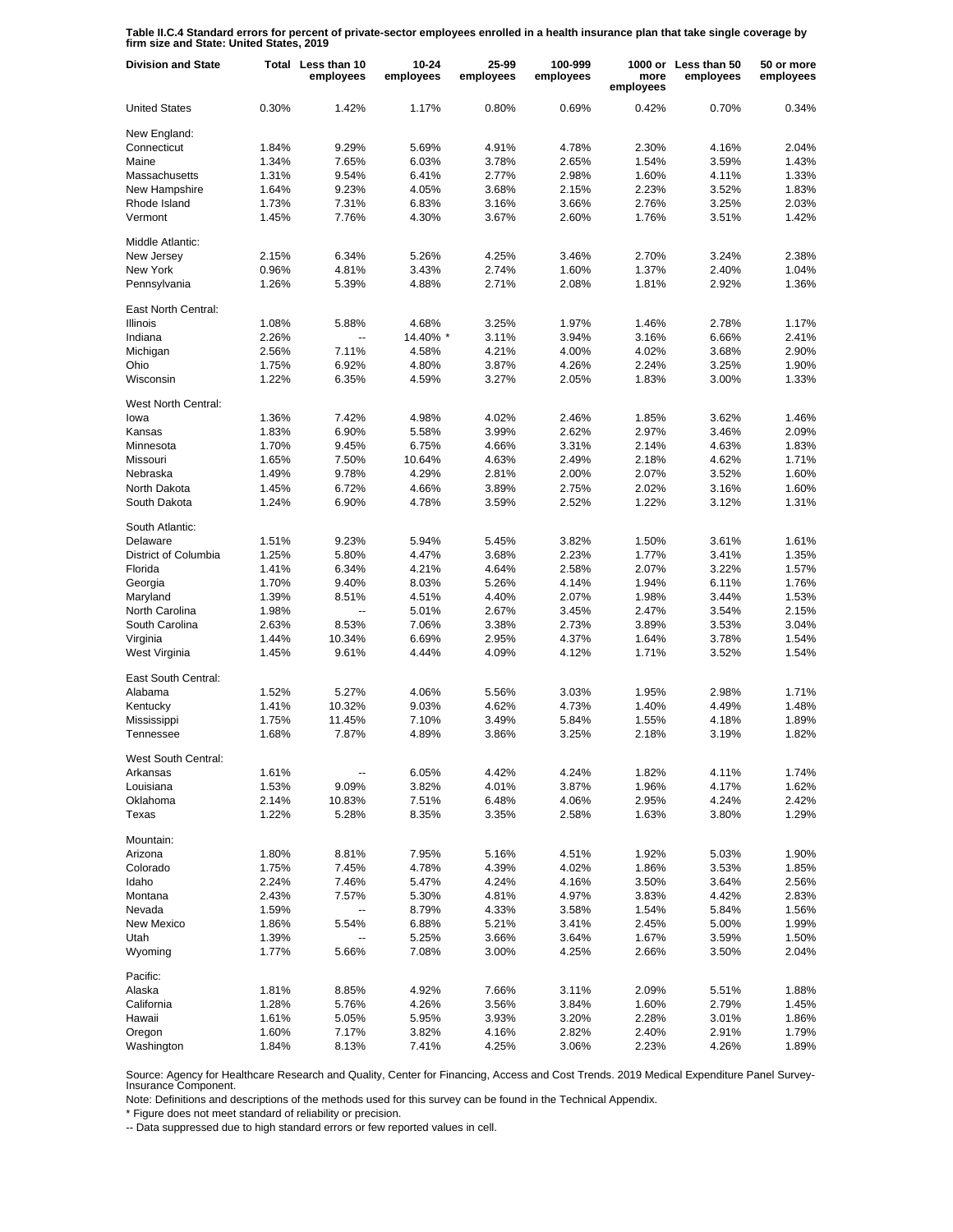**Table II.C.4 Standard errors for percent of private-sector employees enrolled in a health insurance plan that take single coverage by firm size and State: United States, 2019**

| Division and State | Total | Less than 10 employees | 10-24 employees | 25-99 employees | 100-999 employees | 1000 or more employees | Less than 50 employees | 50 or more employees |
|---|---|---|---|---|---|---|---|---|
| United States | 0.30% | 1.42% | 1.17% | 0.80% | 0.69% | 0.42% | 0.70% | 0.34% |
| New England: | | | | | | | | |
| Connecticut | 1.84% | 9.29% | 5.69% | 4.91% | 4.78% | 2.30% | 4.16% | 2.04% |
| Maine | 1.34% | 7.65% | 6.03% | 3.78% | 2.65% | 1.54% | 3.59% | 1.43% |
| Massachusetts | 1.31% | 9.54% | 6.41% | 2.77% | 2.98% | 1.60% | 4.11% | 1.33% |
| New Hampshire | 1.64% | 9.23% | 4.05% | 3.68% | 2.15% | 2.23% | 3.52% | 1.83% |
| Rhode Island | 1.73% | 7.31% | 6.83% | 3.16% | 3.66% | 2.76% | 3.25% | 2.03% |
| Vermont | 1.45% | 7.76% | 4.30% | 3.67% | 2.60% | 1.76% | 3.51% | 1.42% |
| Middle Atlantic: | | | | | | | | |
| New Jersey | 2.15% | 6.34% | 5.26% | 4.25% | 3.46% | 2.70% | 3.24% | 2.38% |
| New York | 0.96% | 4.81% | 3.43% | 2.74% | 1.60% | 1.37% | 2.40% | 1.04% |
| Pennsylvania | 1.26% | 5.39% | 4.88% | 2.71% | 2.08% | 1.81% | 2.92% | 1.36% |
| East North Central: | | | | | | | | |
| Illinois | 1.08% | 5.88% | 4.68% | 3.25% | 1.97% | 1.46% | 2.78% | 1.17% |
| Indiana | 2.26% | -- | 14.40% * | 3.11% | 3.94% | 3.16% | 6.66% | 2.41% |
| Michigan | 2.56% | 7.11% | 4.58% | 4.21% | 4.00% | 4.02% | 3.68% | 2.90% |
| Ohio | 1.75% | 6.92% | 4.80% | 3.87% | 4.26% | 2.24% | 3.25% | 1.90% |
| Wisconsin | 1.22% | 6.35% | 4.59% | 3.27% | 2.05% | 1.83% | 3.00% | 1.33% |
| West North Central: | | | | | | | | |
| Iowa | 1.36% | 7.42% | 4.98% | 4.02% | 2.46% | 1.85% | 3.62% | 1.46% |
| Kansas | 1.83% | 6.90% | 5.58% | 3.99% | 2.62% | 2.97% | 3.46% | 2.09% |
| Minnesota | 1.70% | 9.45% | 6.75% | 4.66% | 3.31% | 2.14% | 4.63% | 1.83% |
| Missouri | 1.65% | 7.50% | 10.64% | 4.63% | 2.49% | 2.18% | 4.62% | 1.71% |
| Nebraska | 1.49% | 9.78% | 4.29% | 2.81% | 2.00% | 2.07% | 3.52% | 1.60% |
| North Dakota | 1.45% | 6.72% | 4.66% | 3.89% | 2.75% | 2.02% | 3.16% | 1.60% |
| South Dakota | 1.24% | 6.90% | 4.78% | 3.59% | 2.52% | 1.22% | 3.12% | 1.31% |
| South Atlantic: | | | | | | | | |
| Delaware | 1.51% | 9.23% | 5.94% | 5.45% | 3.82% | 1.50% | 3.61% | 1.61% |
| District of Columbia | 1.25% | 5.80% | 4.47% | 3.68% | 2.23% | 1.77% | 3.41% | 1.35% |
| Florida | 1.41% | 6.34% | 4.21% | 4.64% | 2.58% | 2.07% | 3.22% | 1.57% |
| Georgia | 1.70% | 9.40% | 8.03% | 5.26% | 4.14% | 1.94% | 6.11% | 1.76% |
| Maryland | 1.39% | 8.51% | 4.51% | 4.40% | 2.07% | 1.98% | 3.44% | 1.53% |
| North Carolina | 1.98% | -- | 5.01% | 2.67% | 3.45% | 2.47% | 3.54% | 2.15% |
| South Carolina | 2.63% | 8.53% | 7.06% | 3.38% | 2.73% | 3.89% | 3.53% | 3.04% |
| Virginia | 1.44% | 10.34% | 6.69% | 2.95% | 4.37% | 1.64% | 3.78% | 1.54% |
| West Virginia | 1.45% | 9.61% | 4.44% | 4.09% | 4.12% | 1.71% | 3.52% | 1.54% |
| East South Central: | | | | | | | | |
| Alabama | 1.52% | 5.27% | 4.06% | 5.56% | 3.03% | 1.95% | 2.98% | 1.71% |
| Kentucky | 1.41% | 10.32% | 9.03% | 4.62% | 4.73% | 1.40% | 4.49% | 1.48% |
| Mississippi | 1.75% | 11.45% | 7.10% | 3.49% | 5.84% | 1.55% | 4.18% | 1.89% |
| Tennessee | 1.68% | 7.87% | 4.89% | 3.86% | 3.25% | 2.18% | 3.19% | 1.82% |
| West South Central: | | | | | | | | |
| Arkansas | 1.61% | -- | 6.05% | 4.42% | 4.24% | 1.82% | 4.11% | 1.74% |
| Louisiana | 1.53% | 9.09% | 3.82% | 4.01% | 3.87% | 1.96% | 4.17% | 1.62% |
| Oklahoma | 2.14% | 10.83% | 7.51% | 6.48% | 4.06% | 2.95% | 4.24% | 2.42% |
| Texas | 1.22% | 5.28% | 8.35% | 3.35% | 2.58% | 1.63% | 3.80% | 1.29% |
| Mountain: | | | | | | | | |
| Arizona | 1.80% | 8.81% | 7.95% | 5.16% | 4.51% | 1.92% | 5.03% | 1.90% |
| Colorado | 1.75% | 7.45% | 4.78% | 4.39% | 4.02% | 1.86% | 3.53% | 1.85% |
| Idaho | 2.24% | 7.46% | 5.47% | 4.24% | 4.16% | 3.50% | 3.64% | 2.56% |
| Montana | 2.43% | 7.57% | 5.30% | 4.81% | 4.97% | 3.83% | 4.42% | 2.83% |
| Nevada | 1.59% | -- | 8.79% | 4.33% | 3.58% | 1.54% | 5.84% | 1.56% |
| New Mexico | 1.86% | 5.54% | 6.88% | 5.21% | 3.41% | 2.45% | 5.00% | 1.99% |
| Utah | 1.39% | -- | 5.25% | 3.66% | 3.64% | 1.67% | 3.59% | 1.50% |
| Wyoming | 1.77% | 5.66% | 7.08% | 3.00% | 4.25% | 2.66% | 3.50% | 2.04% |
| Pacific: | | | | | | | | |
| Alaska | 1.81% | 8.85% | 4.92% | 7.66% | 3.11% | 2.09% | 5.51% | 1.88% |
| California | 1.28% | 5.76% | 4.26% | 3.56% | 3.84% | 1.60% | 2.79% | 1.45% |
| Hawaii | 1.61% | 5.05% | 5.95% | 3.93% | 3.20% | 2.28% | 3.01% | 1.86% |
| Oregon | 1.60% | 7.17% | 3.82% | 4.16% | 2.82% | 2.40% | 2.91% | 1.79% |
| Washington | 1.84% | 8.13% | 7.41% | 4.25% | 3.06% | 2.23% | 4.26% | 1.89% |

Source: Agency for Healthcare Research and Quality, Center for Financing, Access and Cost Trends. 2019 Medical Expenditure Panel Survey-Insurance Component.

Note: Definitions and descriptions of the methods used for this survey can be found in the Technical Appendix.

* Figure does not meet standard of reliability or precision.

-- Data suppressed due to high standard errors or few reported values in cell.